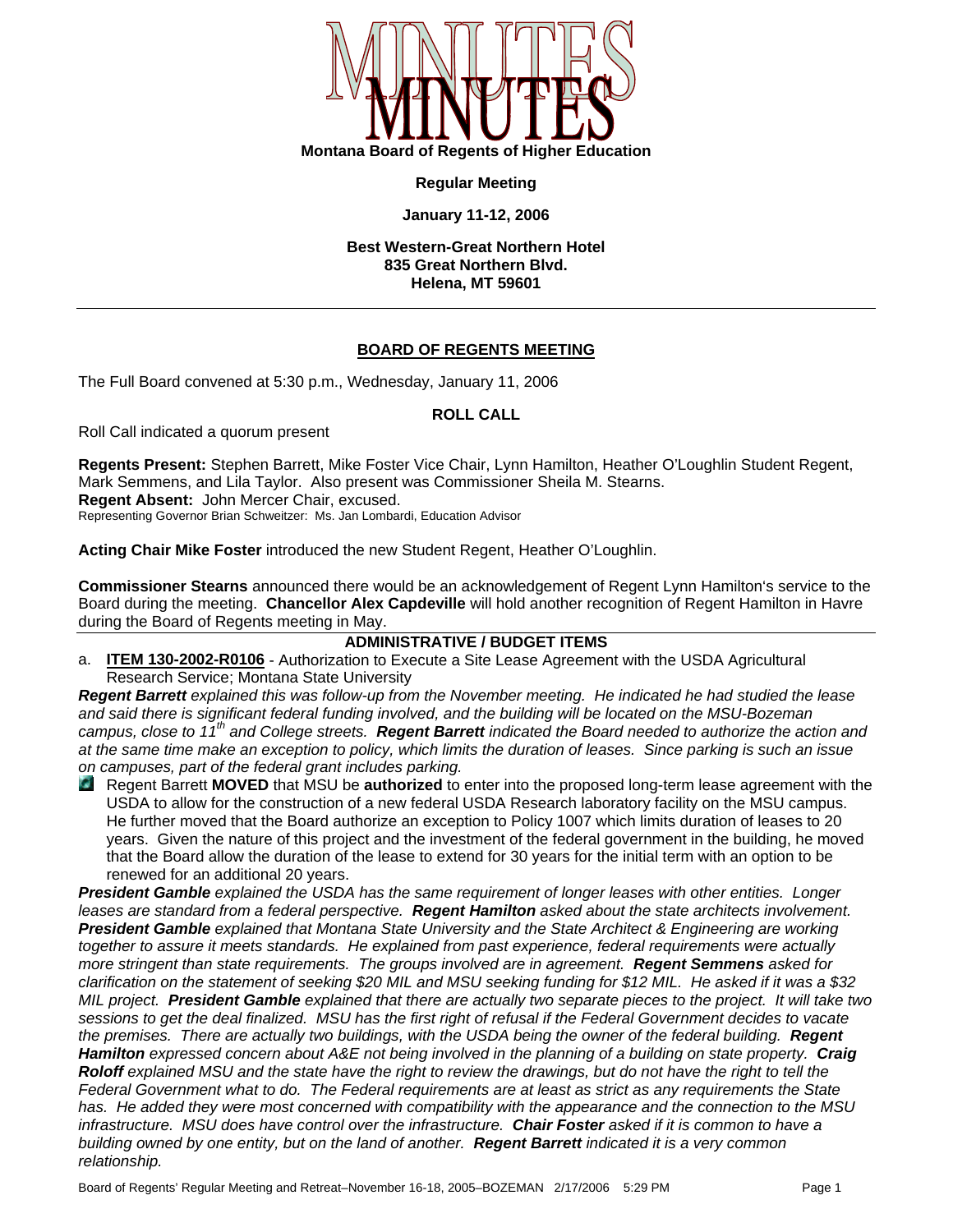# MINUTES

**Montana Board of Regents of Higher Education**

**Regular Meeting**

**January 11-12, 2006**

**Best Western-Great Northern Hotel**
**835 Great Northern Blvd.**
**Helena, MT 59601**

---

## BOARD OF REGENTS MEETING

The Full Board convened at 5:30 p.m., Wednesday, January 11, 2006

### ROLL CALL

Roll Call indicated a quorum present

**Regents Present:** Stephen Barrett, Mike Foster Vice Chair, Lynn Hamilton, Heather O'Loughlin Student Regent, Mark Semmens, and Lila Taylor. Also present was Commissioner Sheila M. Stearns.
**Regent Absent:** John Mercer Chair, excused.
Representing Governor Brian Schweitzer: Ms. Jan Lombardi, Education Advisor

**Acting Chair Mike Foster** introduced the new Student Regent, Heather O'Loughlin.

**Commissioner Stearns** announced there would be an acknowledgement of Regent Lynn Hamilton's service to the Board during the meeting. **Chancellor Alex Capdeville** will hold another recognition of Regent Hamilton in Havre during the Board of Regents meeting in May.

### ADMINISTRATIVE / BUDGET ITEMS

a. **ITEM 130-2002-R0106** - Authorization to Execute a Site Lease Agreement with the USDA Agricultural Research Service; Montana State University

***Regent Barrett*** *explained this was follow-up from the November meeting. He indicated he had studied the lease and said there is significant federal funding involved, and the building will be located on the MSU-Bozeman campus, close to 11th and College streets.* ***Regent Barrett*** *indicated the Board needed to authorize the action and at the same time make an exception to policy, which limits the duration of leases. Since parking is such an issue on campuses, part of the federal grant includes parking.*

- Regent Barrett **MOVED** that MSU be **authorized** to enter into the proposed long-term lease agreement with the USDA to allow for the construction of a new federal USDA Research laboratory facility on the MSU campus. He further moved that the Board authorize an exception to Policy 1007 which limits duration of leases to 20 years. Given the nature of this project and the investment of the federal government in the building, he moved that the Board allow the duration of the lease to extend for 30 years for the initial term with an option to be renewed for an additional 20 years.

***President Gamble*** *explained the USDA has the same requirement of longer leases with other entities. Longer leases are standard from a federal perspective.* ***Regent Hamilton*** *asked about the state architects involvement.* ***President Gamble*** *explained that Montana State University and the State Architect & Engineering are working together to assure it meets standards. He explained from past experience, federal requirements were actually more stringent than state requirements. The groups involved are in agreement.* ***Regent Semmens*** *asked for clarification on the statement of seeking \$20 MIL and MSU seeking funding for \$12 MIL. He asked if it was a \$32 MIL project.* ***President Gamble*** *explained that there are actually two separate pieces to the project. It will take two sessions to get the deal finalized. MSU has the first right of refusal if the Federal Government decides to vacate the premises. There are actually two buildings, with the USDA being the owner of the federal building.* ***Regent Hamilton*** *expressed concern about A&E not being involved in the planning of a building on state property.* ***Craig Roloff*** *explained MSU and the state have the right to review the drawings, but do not have the right to tell the Federal Government what to do. The Federal requirements are at least as strict as any requirements the State has. He added they were most concerned with compatibility with the appearance and the connection to the MSU infrastructure. MSU does have control over the infrastructure.* ***Chair Foster*** *asked if it is common to have a building owned by one entity, but on the land of another.* ***Regent Barrett*** *indicated it is a very common relationship.*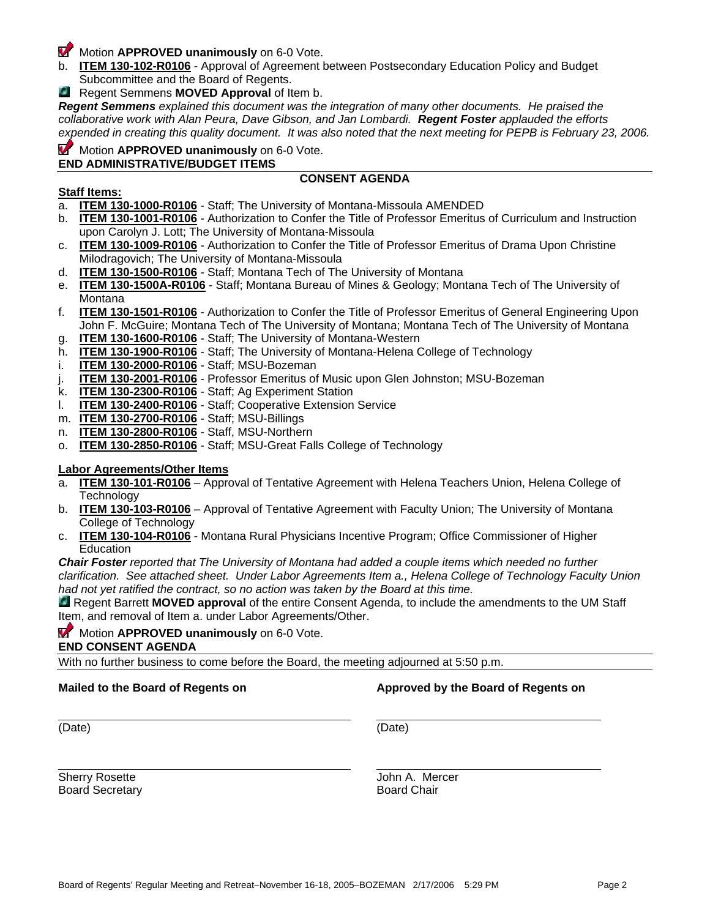Motion **APPROVED unanimously** on 6-0 Vote.

b. **ITEM 130-102-R0106** - Approval of Agreement between Postsecondary Education Policy and Budget Subcommittee and the Board of Regents.

Regent Semmens **MOVED Approval** of Item b.

***Regent Semmens*** *explained this document was the integration of many other documents. He praised the collaborative work with Alan Peura, Dave Gibson, and Jan Lombardi.* ***Regent Foster*** *applauded the efforts expended in creating this quality document. It was also noted that the next meeting for PEPB is February 23, 2006.*

Motion **APPROVED unanimously** on 6-0 Vote.

**END ADMINISTRATIVE/BUDGET ITEMS**

## CONSENT AGENDA

**Staff Items:**

a. **ITEM 130-1000-R0106** - Staff; The University of Montana-Missoula AMENDED
b. **ITEM 130-1001-R0106** - Authorization to Confer the Title of Professor Emeritus of Curriculum and Instruction upon Carolyn J. Lott; The University of Montana-Missoula
c. **ITEM 130-1009-R0106** - Authorization to Confer the Title of Professor Emeritus of Drama Upon Christine Milodragovich; The University of Montana-Missoula
d. **ITEM 130-1500-R0106** - Staff; Montana Tech of The University of Montana
e. **ITEM 130-1500A-R0106** - Staff; Montana Bureau of Mines & Geology; Montana Tech of The University of Montana
f. **ITEM 130-1501-R0106** - Authorization to Confer the Title of Professor Emeritus of General Engineering Upon John F. McGuire; Montana Tech of The University of Montana; Montana Tech of The University of Montana
g. **ITEM 130-1600-R0106** - Staff; The University of Montana-Western
h. **ITEM 130-1900-R0106** - Staff; The University of Montana-Helena College of Technology
i. **ITEM 130-2000-R0106** - Staff; MSU-Bozeman
j. **ITEM 130-2001-R0106** - Professor Emeritus of Music upon Glen Johnston; MSU-Bozeman
k. **ITEM 130-2300-R0106** - Staff; Ag Experiment Station
l. **ITEM 130-2400-R0106** - Staff; Cooperative Extension Service
m. **ITEM 130-2700-R0106** - Staff; MSU-Billings
n. **ITEM 130-2800-R0106** - Staff, MSU-Northern
o. **ITEM 130-2850-R0106** - Staff; MSU-Great Falls College of Technology

**Labor Agreements/Other Items**

a. **ITEM 130-101-R0106** – Approval of Tentative Agreement with Helena Teachers Union, Helena College of Technology
b. **ITEM 130-103-R0106** – Approval of Tentative Agreement with Faculty Union; The University of Montana College of Technology
c. **ITEM 130-104-R0106** - Montana Rural Physicians Incentive Program; Office Commissioner of Higher Education

***Chair Foster*** *reported that The University of Montana had added a couple items which needed no further clarification. See attached sheet. Under Labor Agreements Item a., Helena College of Technology Faculty Union had not yet ratified the contract, so no action was taken by the Board at this time.*

Regent Barrett **MOVED approval** of the entire Consent Agenda, to include the amendments to the UM Staff Item, and removal of Item a. under Labor Agreements/Other.

Motion **APPROVED unanimously** on 6-0 Vote.

**END CONSENT AGENDA**

With no further business to come before the Board, the meeting adjourned at 5:50 p.m.

**Mailed to the Board of Regents on** | **Approved by the Board of Regents on**

(Date) | (Date)

Sherry Rosette
Board Secretary

John A. Mercer
Board Chair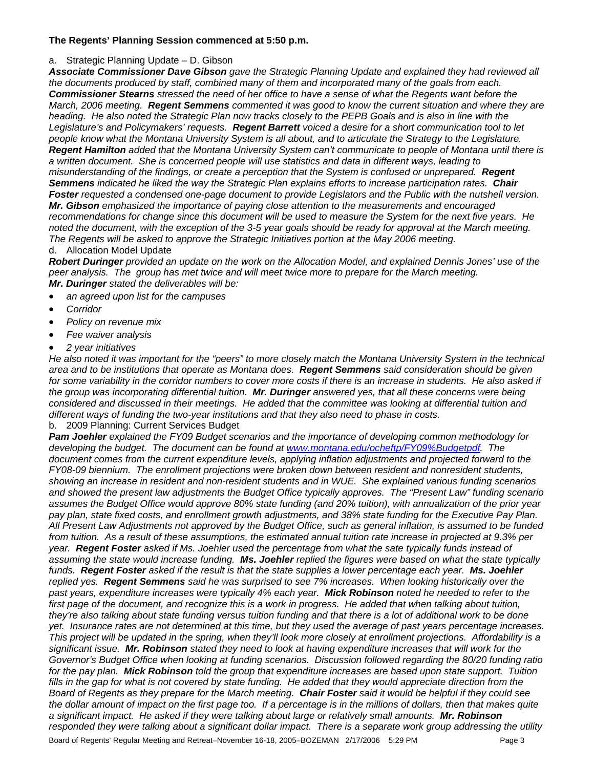**The Regents' Planning Session commenced at 5:50 p.m.**

a. Strategic Planning Update – D. Gibson

***Associate Commissioner Dave Gibson** gave the Strategic Planning Update and explained they had reviewed all the documents produced by staff, combined many of them and incorporated many of the goals from each. **Commissioner Stearns** stressed the need of her office to have a sense of what the Regents want before the March, 2006 meeting. **Regent Semmens** commented it was good to know the current situation and where they are heading. He also noted the Strategic Plan now tracks closely to the PEPB Goals and is also in line with the Legislature's and Policymakers' requests. **Regent Barrett** voiced a desire for a short communication tool to let people know what the Montana University System is all about, and to articulate the Strategy to the Legislature. **Regent Hamilton** added that the Montana University System can't communicate to people of Montana until there is a written document. She is concerned people will use statistics and data in different ways, leading to misunderstanding of the findings, or create a perception that the System is confused or unprepared. **Regent Semmens** indicated he liked the way the Strategic Plan explains efforts to increase participation rates. **Chair Foster** requested a condensed one-page document to provide Legislators and the Public with the nutshell version. **Mr. Gibson** emphasized the importance of paying close attention to the measurements and encouraged recommendations for change since this document will be used to measure the System for the next five years. He noted the document, with the exception of the 3-5 year goals should be ready for approval at the March meeting. The Regents will be asked to approve the Strategic Initiatives portion at the May 2006 meeting.*

d. Allocation Model Update

***Robert Duringer** provided an update on the work on the Allocation Model, and explained Dennis Jones' use of the peer analysis. The group has met twice and will meet twice more to prepare for the March meeting. **Mr. Duringer** stated the deliverables will be:*

- *an agreed upon list for the campuses*
- *Corridor*
- *Policy on revenue mix*
- *Fee waiver analysis*
- *2 year initiatives*

*He also noted it was important for the "peers" to more closely match the Montana University System in the technical area and to be institutions that operate as Montana does. **Regent Semmens** said consideration should be given for some variability in the corridor numbers to cover more costs if there is an increase in students. He also asked if the group was incorporating differential tuition. **Mr. Duringer** answered yes, that all these concerns were being considered and discussed in their meetings. He added that the committee was looking at differential tuition and different ways of funding the two-year institutions and that they also need to phase in costs.*

b. 2009 Planning: Current Services Budget

***Pam Joehler** explained the FY09 Budget scenarios and the importance of developing common methodology for developing the budget. The document can be found at [www.montana.edu/ocheftp/FY09%Budgetpdf](www.montana.edu/ocheftp/FY09%Budgetpdf). The document comes from the current expenditure levels, applying inflation adjustments and projected forward to the FY08-09 biennium. The enrollment projections were broken down between resident and nonresident students, showing an increase in resident and non-resident students and in WUE. She explained various funding scenarios and showed the present law adjustments the Budget Office typically approves. The "Present Law" funding scenario assumes the Budget Office would approve 80% state funding (and 20% tuition), with annualization of the prior year pay plan, state fixed costs, and enrollment growth adjustments, and 38% state funding for the Executive Pay Plan. All Present Law Adjustments not approved by the Budget Office, such as general inflation, is assumed to be funded from tuition. As a result of these assumptions, the estimated annual tuition rate increase in projected at 9.3% per year. **Regent Foster** asked if Ms. Joehler used the percentage from what the sate typically funds instead of assuming the state would increase funding. **Ms. Joehler** replied the figures were based on what the state typically funds. **Regent Foster** asked if the result is that the state supplies a lower percentage each year. **Ms. Joehler** replied yes. **Regent Semmens** said he was surprised to see 7% increases. When looking historically over the past years, expenditure increases were typically 4% each year. **Mick Robinson** noted he needed to refer to the first page of the document, and recognize this is a work in progress. He added that when talking about tuition, they're also talking about state funding versus tuition funding and that there is a lot of additional work to be done yet. Insurance rates are not determined at this time, but they used the average of past years percentage increases. This project will be updated in the spring, when they'll look more closely at enrollment projections. Affordability is a significant issue. **Mr. Robinson** stated they need to look at having expenditure increases that will work for the Governor's Budget Office when looking at funding scenarios. Discussion followed regarding the 80/20 funding ratio for the pay plan. **Mick Robinson** told the group that expenditure increases are based upon state support. Tuition fills in the gap for what is not covered by state funding. He added that they would appreciate direction from the Board of Regents as they prepare for the March meeting. **Chair Foster** said it would be helpful if they could see the dollar amount of impact on the first page too. If a percentage is in the millions of dollars, then that makes quite a significant impact. He asked if they were talking about large or relatively small amounts. **Mr. Robinson** responded they were talking about a significant dollar impact. There is a separate work group addressing the utility*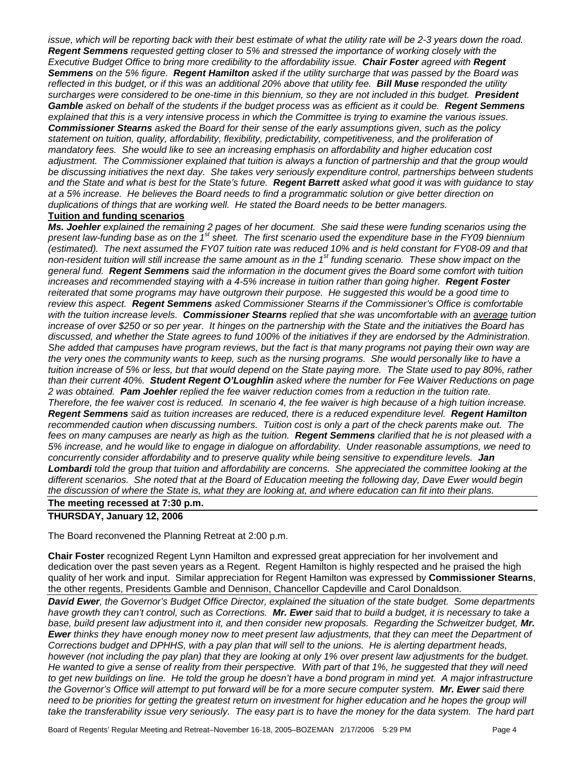*issue, which will be reporting back with their best estimate of what the utility rate will be 2-3 years down the road.* ***Regent Semmens*** *requested getting closer to 5% and stressed the importance of working closely with the Executive Budget Office to bring more credibility to the affordability issue.* ***Chair Foster*** *agreed with* ***Regent Semmens*** *on the 5% figure.* ***Regent Hamilton*** *asked if the utility surcharge that was passed by the Board was reflected in this budget, or if this was an additional 20% above that utility fee.* ***Bill Muse*** *responded the utility surcharges were considered to be one-time in this biennium, so they are not included in this budget.* ***President Gamble*** *asked on behalf of the students if the budget process was as efficient as it could be.* ***Regent Semmens*** *explained that this is a very intensive process in which the Committee is trying to examine the various issues.* ***Commissioner Stearns*** *asked the Board for their sense of the early assumptions given, such as the policy statement on tuition, quality, affordability, flexibility, predictability, competitiveness, and the proliferation of mandatory fees. She would like to see an increasing emphasis on affordability and higher education cost adjustment. The Commissioner explained that tuition is always a function of partnership and that the group would be discussing initiatives the next day. She takes very seriously expenditure control, partnerships between students and the State and what is best for the State's future.* ***Regent Barrett*** *asked what good it was with guidance to stay at a 5% increase. He believes the Board needs to find a programmatic solution or give better direction on duplications of things that are working well. He stated the Board needs to be better managers.*

**Tuition and funding scenarios**

***Ms. Joehler*** *explained the remaining 2 pages of her document. She said these were funding scenarios using the present law-funding base as on the 1st sheet. The first scenario used the expenditure base in the FY09 biennium (estimated). The next assumed the FY07 tuition rate was reduced 10% and is held constant for FY08-09 and that non-resident tuition will still increase the same amount as in the 1st funding scenario. These show impact on the general fund.* ***Regent Semmens*** *said the information in the document gives the Board some comfort with tuition increases and recommended staying with a 4-5% increase in tuition rather than going higher.* ***Regent Foster*** *reiterated that some programs may have outgrown their purpose. He suggested this would be a good time to review this aspect.* ***Regent Semmens*** *asked Commissioner Stearns if the Commissioner's Office is comfortable with the tuition increase levels.* ***Commissioner Stearns*** *replied that she was uncomfortable with an average tuition increase of over $250 or so per year. It hinges on the partnership with the State and the initiatives the Board has discussed, and whether the State agrees to fund 100% of the initiatives if they are endorsed by the Administration. She added that campuses have program reviews, but the fact is that many programs not paying their own way are the very ones the community wants to keep, such as the nursing programs. She would personally like to have a tuition increase of 5% or less, but that would depend on the State paying more. The State used to pay 80%, rather than their current 40%.* ***Student Regent O'Loughlin*** *asked where the number for Fee Waiver Reductions on page 2 was obtained.* ***Pam Joehler*** *replied the fee waiver reduction comes from a reduction in the tuition rate. Therefore, the fee waiver cost is reduced. In scenario 4, the fee waiver is high because of a high tuition increase.* ***Regent Semmens*** *said as tuition increases are reduced, there is a reduced expenditure level.* ***Regent Hamilton*** *recommended caution when discussing numbers. Tuition cost is only a part of the check parents make out. The fees on many campuses are nearly as high as the tuition.* ***Regent Semmens*** *clarified that he is not pleased with a 5% increase, and he would like to engage in dialogue on affordability. Under reasonable assumptions, we need to concurrently consider affordability and to preserve quality while being sensitive to expenditure levels.* ***Jan Lombardi*** *told the group that tuition and affordability are concerns. She appreciated the committee looking at the different scenarios. She noted that at the Board of Education meeting the following day, Dave Ewer would begin the discussion of where the State is, what they are looking at, and where education can fit into their plans.*

**The meeting recessed at 7:30 p.m.**

**THURSDAY, January 12, 2006**

The Board reconvened the Planning Retreat at 2:00 p.m.

**Chair Foster** recognized Regent Lynn Hamilton and expressed great appreciation for her involvement and dedication over the past seven years as a Regent. Regent Hamilton is highly respected and he praised the high quality of her work and input. Similar appreciation for Regent Hamilton was expressed by **Commissioner Stearns**, the other regents, Presidents Gamble and Dennison, Chancellor Capdeville and Carol Donaldson.

***David Ewer****, the Governor's Budget Office Director, explained the situation of the state budget. Some departments have growth they can't control, such as Corrections.* ***Mr. Ewer*** *said that to build a budget, it is necessary to take a base, build present law adjustment into it, and then consider new proposals. Regarding the Schweitzer budget,* ***Mr. Ewer*** *thinks they have enough money now to meet present law adjustments, that they can meet the Department of Corrections budget and DPHHS, with a pay plan that will sell to the unions. He is alerting department heads, however (not including the pay plan) that they are looking at only 1% over present law adjustments for the budget. He wanted to give a sense of reality from their perspective. With part of that 1%, he suggested that they will need to get new buildings on line. He told the group he doesn't have a bond program in mind yet. A major infrastructure the Governor's Office will attempt to put forward will be for a more secure computer system.* ***Mr. Ewer*** *said there need to be priorities for getting the greatest return on investment for higher education and he hopes the group will take the transferability issue very seriously. The easy part is to have the money for the data system. The hard part*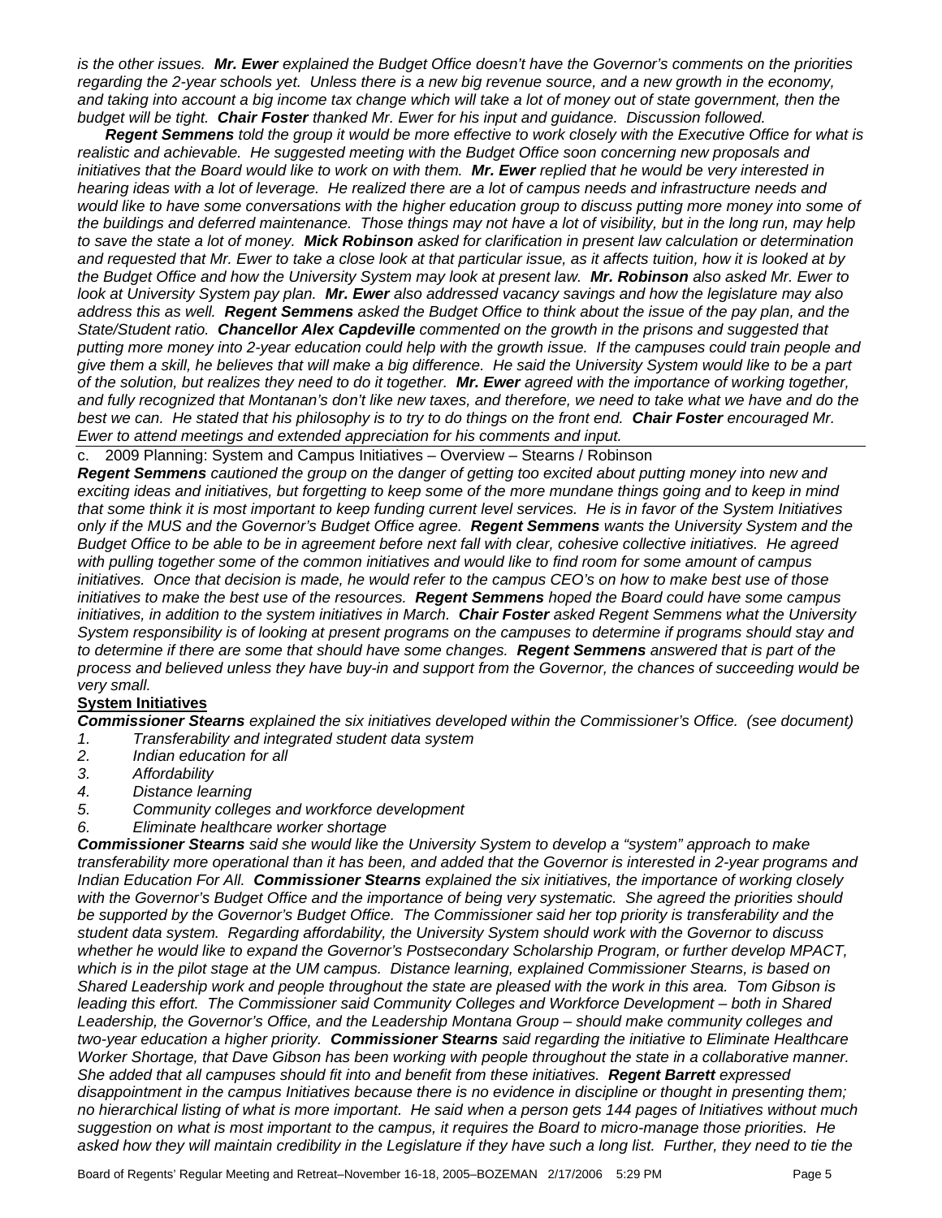*is the other issues.* ***Mr. Ewer*** *explained the Budget Office doesn't have the Governor's comments on the priorities regarding the 2-year schools yet. Unless there is a new big revenue source, and a new growth in the economy, and taking into account a big income tax change which will take a lot of money out of state government, then the budget will be tight.* ***Chair Foster*** *thanked Mr. Ewer for his input and guidance. Discussion followed.*

***Regent Semmens*** *told the group it would be more effective to work closely with the Executive Office for what is realistic and achievable. He suggested meeting with the Budget Office soon concerning new proposals and initiatives that the Board would like to work on with them.* ***Mr. Ewer*** *replied that he would be very interested in hearing ideas with a lot of leverage. He realized there are a lot of campus needs and infrastructure needs and would like to have some conversations with the higher education group to discuss putting more money into some of the buildings and deferred maintenance. Those things may not have a lot of visibility, but in the long run, may help to save the state a lot of money.* ***Mick Robinson*** *asked for clarification in present law calculation or determination and requested that Mr. Ewer to take a close look at that particular issue, as it affects tuition, how it is looked at by the Budget Office and how the University System may look at present law.* ***Mr. Robinson*** *also asked Mr. Ewer to look at University System pay plan.* ***Mr. Ewer*** *also addressed vacancy savings and how the legislature may also address this as well.* ***Regent Semmens*** *asked the Budget Office to think about the issue of the pay plan, and the State/Student ratio.* ***Chancellor Alex Capdeville*** *commented on the growth in the prisons and suggested that putting more money into 2-year education could help with the growth issue. If the campuses could train people and give them a skill, he believes that will make a big difference. He said the University System would like to be a part of the solution, but realizes they need to do it together.* ***Mr. Ewer*** *agreed with the importance of working together, and fully recognized that Montanan's don't like new taxes, and therefore, we need to take what we have and do the best we can. He stated that his philosophy is to try to do things on the front end.* ***Chair Foster*** *encouraged Mr. Ewer to attend meetings and extended appreciation for his comments and input.*

c. 2009 Planning: System and Campus Initiatives – Overview – Stearns / Robinson

***Regent Semmens*** *cautioned the group on the danger of getting too excited about putting money into new and exciting ideas and initiatives, but forgetting to keep some of the more mundane things going and to keep in mind that some think it is most important to keep funding current level services. He is in favor of the System Initiatives only if the MUS and the Governor's Budget Office agree.* ***Regent Semmens*** *wants the University System and the Budget Office to be able to be in agreement before next fall with clear, cohesive collective initiatives. He agreed with pulling together some of the common initiatives and would like to find room for some amount of campus initiatives. Once that decision is made, he would refer to the campus CEO's on how to make best use of those initiatives to make the best use of the resources.* ***Regent Semmens*** *hoped the Board could have some campus initiatives, in addition to the system initiatives in March.* ***Chair Foster*** *asked Regent Semmens what the University System responsibility is of looking at present programs on the campuses to determine if programs should stay and to determine if there are some that should have some changes.* ***Regent Semmens*** *answered that is part of the process and believed unless they have buy-in and support from the Governor, the chances of succeeding would be very small.*

**System Initiatives**

***Commissioner Stearns*** *explained the six initiatives developed within the Commissioner's Office. (see document)*

1. *Transferability and integrated student data system*
2. *Indian education for all*
3. *Affordability*
4. *Distance learning*
5. *Community colleges and workforce development*
6. *Eliminate healthcare worker shortage*

***Commissioner Stearns*** *said she would like the University System to develop a "system" approach to make transferability more operational than it has been, and added that the Governor is interested in 2-year programs and Indian Education For All.* ***Commissioner Stearns*** *explained the six initiatives, the importance of working closely with the Governor's Budget Office and the importance of being very systematic. She agreed the priorities should be supported by the Governor's Budget Office. The Commissioner said her top priority is transferability and the student data system. Regarding affordability, the University System should work with the Governor to discuss whether he would like to expand the Governor's Postsecondary Scholarship Program, or further develop MPACT, which is in the pilot stage at the UM campus. Distance learning, explained Commissioner Stearns, is based on Shared Leadership work and people throughout the state are pleased with the work in this area. Tom Gibson is leading this effort. The Commissioner said Community Colleges and Workforce Development – both in Shared Leadership, the Governor's Office, and the Leadership Montana Group – should make community colleges and two-year education a higher priority.* ***Commissioner Stearns*** *said regarding the initiative to Eliminate Healthcare Worker Shortage, that Dave Gibson has been working with people throughout the state in a collaborative manner. She added that all campuses should fit into and benefit from these initiatives.* ***Regent Barrett*** *expressed disappointment in the campus Initiatives because there is no evidence in discipline or thought in presenting them; no hierarchical listing of what is more important. He said when a person gets 144 pages of Initiatives without much suggestion on what is most important to the campus, it requires the Board to micro-manage those priorities. He asked how they will maintain credibility in the Legislature if they have such a long list. Further, they need to tie the*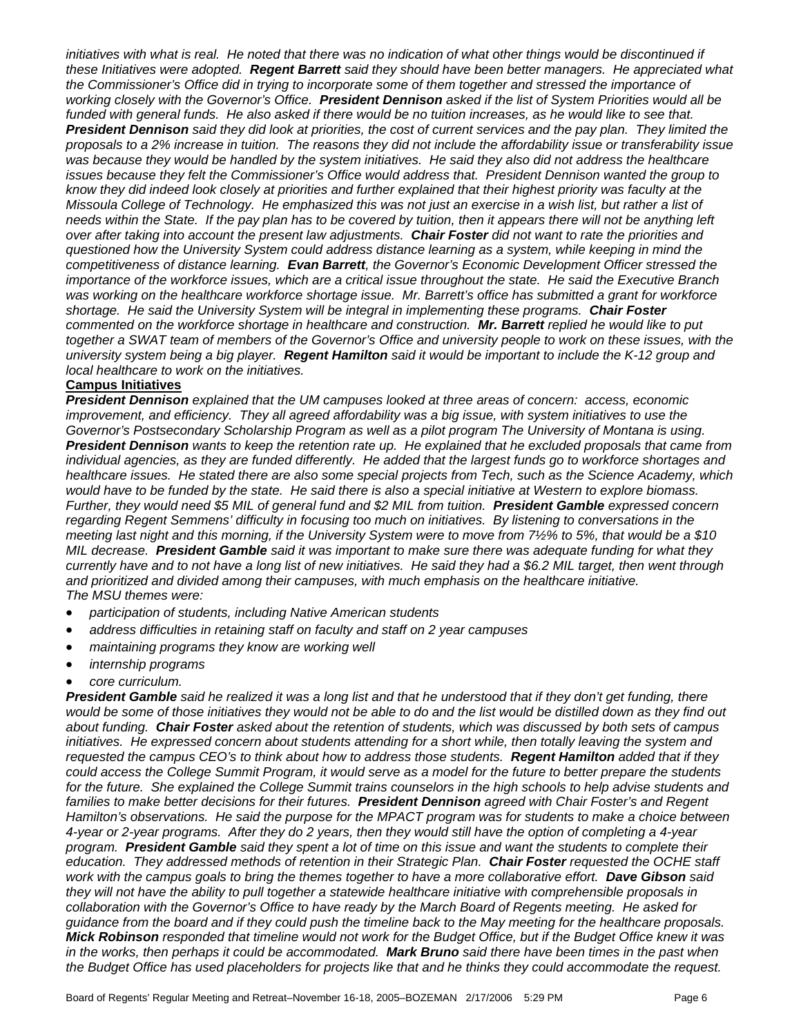*initiatives with what is real. He noted that there was no indication of what other things would be discontinued if these Initiatives were adopted.* ***Regent Barrett*** *said they should have been better managers. He appreciated what the Commissioner's Office did in trying to incorporate some of them together and stressed the importance of working closely with the Governor's Office.* ***President Dennison*** *asked if the list of System Priorities would all be funded with general funds. He also asked if there would be no tuition increases, as he would like to see that.* ***President Dennison*** *said they did look at priorities, the cost of current services and the pay plan. They limited the proposals to a 2% increase in tuition. The reasons they did not include the affordability issue or transferability issue was because they would be handled by the system initiatives. He said they also did not address the healthcare issues because they felt the Commissioner's Office would address that. President Dennison wanted the group to know they did indeed look closely at priorities and further explained that their highest priority was faculty at the Missoula College of Technology. He emphasized this was not just an exercise in a wish list, but rather a list of needs within the State. If the pay plan has to be covered by tuition, then it appears there will not be anything left over after taking into account the present law adjustments.* ***Chair Foster*** *did not want to rate the priorities and questioned how the University System could address distance learning as a system, while keeping in mind the competitiveness of distance learning.* ***Evan Barrett****, the Governor's Economic Development Officer stressed the importance of the workforce issues, which are a critical issue throughout the state. He said the Executive Branch was working on the healthcare workforce shortage issue. Mr. Barrett's office has submitted a grant for workforce shortage. He said the University System will be integral in implementing these programs.* ***Chair Foster*** *commented on the workforce shortage in healthcare and construction.* ***Mr. Barrett*** *replied he would like to put together a SWAT team of members of the Governor's Office and university people to work on these issues, with the university system being a big player.* ***Regent Hamilton*** *said it would be important to include the K-12 group and local healthcare to work on the initiatives.*

**Campus Initiatives**

***President Dennison*** *explained that the UM campuses looked at three areas of concern: access, economic improvement, and efficiency. They all agreed affordability was a big issue, with system initiatives to use the Governor's Postsecondary Scholarship Program as well as a pilot program The University of Montana is using.* ***President Dennison*** *wants to keep the retention rate up. He explained that he excluded proposals that came from individual agencies, as they are funded differently. He added that the largest funds go to workforce shortages and healthcare issues. He stated there are also some special projects from Tech, such as the Science Academy, which would have to be funded by the state. He said there is also a special initiative at Western to explore biomass. Further, they would need $5 MIL of general fund and $2 MIL from tuition.* ***President Gamble*** *expressed concern regarding Regent Semmens' difficulty in focusing too much on initiatives. By listening to conversations in the meeting last night and this morning, if the University System were to move from 7½% to 5%, that would be a $10 MIL decrease.* ***President Gamble*** *said it was important to make sure there was adequate funding for what they currently have and to not have a long list of new initiatives. He said they had a $6.2 MIL target, then went through and prioritized and divided among their campuses, with much emphasis on the healthcare initiative.*
*The MSU themes were:*

- *participation of students, including Native American students*
- *address difficulties in retaining staff on faculty and staff on 2 year campuses*
- *maintaining programs they know are working well*
- *internship programs*
- *core curriculum.*

***President Gamble*** *said he realized it was a long list and that he understood that if they don't get funding, there would be some of those initiatives they would not be able to do and the list would be distilled down as they find out about funding.* ***Chair Foster*** *asked about the retention of students, which was discussed by both sets of campus initiatives. He expressed concern about students attending for a short while, then totally leaving the system and requested the campus CEO's to think about how to address those students.* ***Regent Hamilton*** *added that if they could access the College Summit Program, it would serve as a model for the future to better prepare the students for the future. She explained the College Summit trains counselors in the high schools to help advise students and families to make better decisions for their futures.* ***President Dennison*** *agreed with Chair Foster's and Regent Hamilton's observations. He said the purpose for the MPACT program was for students to make a choice between 4-year or 2-year programs. After they do 2 years, then they would still have the option of completing a 4-year program.* ***President Gamble*** *said they spent a lot of time on this issue and want the students to complete their education. They addressed methods of retention in their Strategic Plan.* ***Chair Foster*** *requested the OCHE staff work with the campus goals to bring the themes together to have a more collaborative effort.* ***Dave Gibson*** *said they will not have the ability to pull together a statewide healthcare initiative with comprehensible proposals in collaboration with the Governor's Office to have ready by the March Board of Regents meeting. He asked for guidance from the board and if they could push the timeline back to the May meeting for the healthcare proposals.* ***Mick Robinson*** *responded that timeline would not work for the Budget Office, but if the Budget Office knew it was in the works, then perhaps it could be accommodated.* ***Mark Bruno*** *said there have been times in the past when the Budget Office has used placeholders for projects like that and he thinks they could accommodate the request.*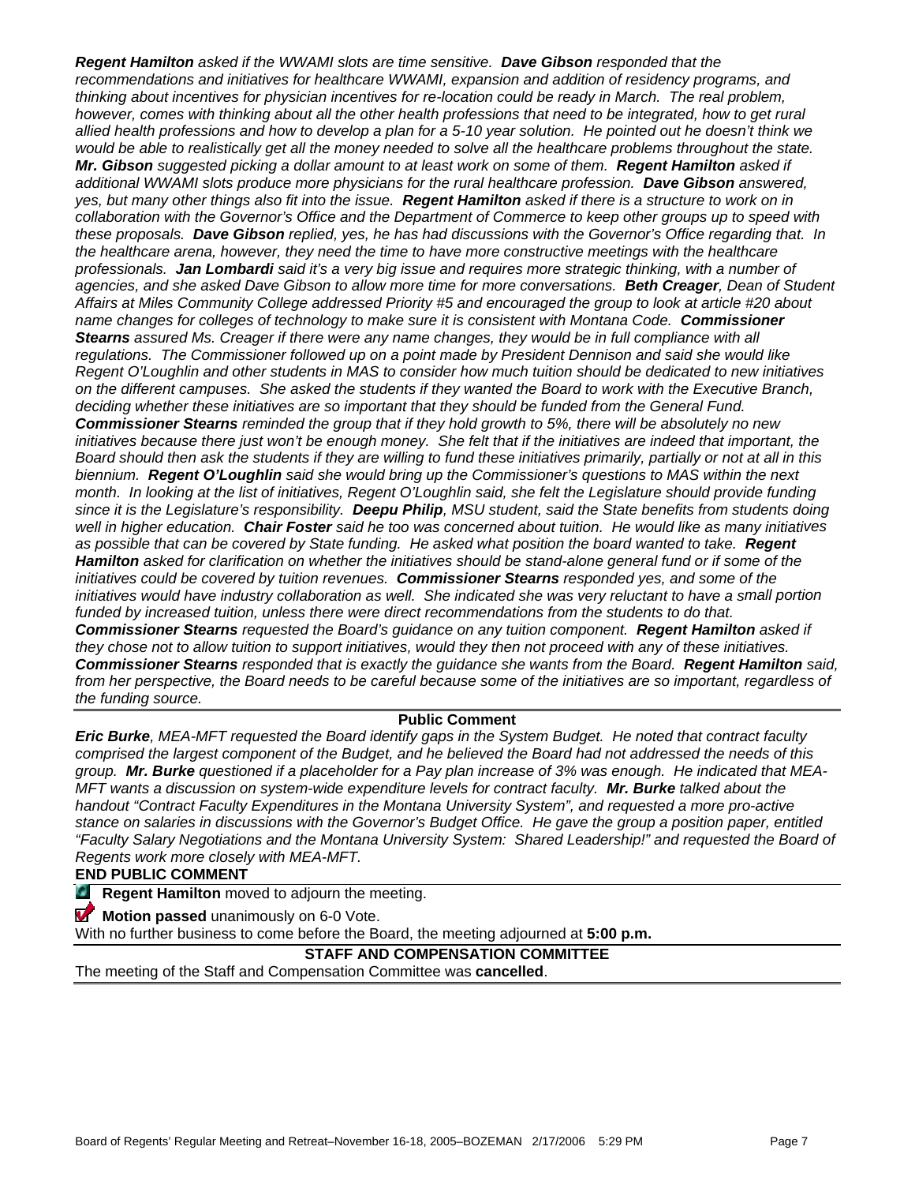***Regent Hamilton** asked if the WWAMI slots are time sensitive. **Dave Gibson** responded that the recommendations and initiatives for healthcare WWAMI, expansion and addition of residency programs, and thinking about incentives for physician incentives for re-location could be ready in March. The real problem, however, comes with thinking about all the other health professions that need to be integrated, how to get rural allied health professions and how to develop a plan for a 5-10 year solution. He pointed out he doesn't think we would be able to realistically get all the money needed to solve all the healthcare problems throughout the state. **Mr. Gibson** suggested picking a dollar amount to at least work on some of them. **Regent Hamilton** asked if additional WWAMI slots produce more physicians for the rural healthcare profession. **Dave Gibson** answered, yes, but many other things also fit into the issue. **Regent Hamilton** asked if there is a structure to work on in collaboration with the Governor's Office and the Department of Commerce to keep other groups up to speed with these proposals. **Dave Gibson** replied, yes, he has had discussions with the Governor's Office regarding that. In the healthcare arena, however, they need the time to have more constructive meetings with the healthcare professionals. **Jan Lombardi** said it's a very big issue and requires more strategic thinking, with a number of agencies, and she asked Dave Gibson to allow more time for more conversations. **Beth Creager**, Dean of Student Affairs at Miles Community College addressed Priority #5 and encouraged the group to look at article #20 about name changes for colleges of technology to make sure it is consistent with Montana Code. **Commissioner Stearns** assured Ms. Creager if there were any name changes, they would be in full compliance with all regulations. The Commissioner followed up on a point made by President Dennison and said she would like Regent O'Loughlin and other students in MAS to consider how much tuition should be dedicated to new initiatives on the different campuses. She asked the students if they wanted the Board to work with the Executive Branch, deciding whether these initiatives are so important that they should be funded from the General Fund. **Commissioner Stearns** reminded the group that if they hold growth to 5%, there will be absolutely no new initiatives because there just won't be enough money. She felt that if the initiatives are indeed that important, the Board should then ask the students if they are willing to fund these initiatives primarily, partially or not at all in this biennium. **Regent O'Loughlin** said she would bring up the Commissioner's questions to MAS within the next month. In looking at the list of initiatives, Regent O'Loughlin said, she felt the Legislature should provide funding since it is the Legislature's responsibility. **Deepu Philip**, MSU student, said the State benefits from students doing well in higher education. **Chair Foster** said he too was concerned about tuition. He would like as many initiatives as possible that can be covered by State funding. He asked what position the board wanted to take. **Regent Hamilton** asked for clarification on whether the initiatives should be stand-alone general fund or if some of the initiatives could be covered by tuition revenues. **Commissioner Stearns** responded yes, and some of the initiatives would have industry collaboration as well. She indicated she was very reluctant to have a small portion funded by increased tuition, unless there were direct recommendations from the students to do that. **Commissioner Stearns** requested the Board's guidance on any tuition component. **Regent Hamilton** asked if they chose not to allow tuition to support initiatives, would they then not proceed with any of these initiatives. **Commissioner Stearns** responded that is exactly the guidance she wants from the Board. **Regent Hamilton** said, from her perspective, the Board needs to be careful because some of the initiatives are so important, regardless of the funding source.*

**Public Comment**

***Eric Burke**, MEA-MFT requested the Board identify gaps in the System Budget. He noted that contract faculty comprised the largest component of the Budget, and he believed the Board had not addressed the needs of this group. **Mr. Burke** questioned if a placeholder for a Pay plan increase of 3% was enough. He indicated that MEA-MFT wants a discussion on system-wide expenditure levels for contract faculty. **Mr. Burke** talked about the handout "Contract Faculty Expenditures in the Montana University System", and requested a more pro-active stance on salaries in discussions with the Governor's Budget Office. He gave the group a position paper, entitled "Faculty Salary Negotiations and the Montana University System: Shared Leadership!" and requested the Board of Regents work more closely with MEA-MFT.*

**END PUBLIC COMMENT**

**Regent Hamilton** moved to adjourn the meeting.

**Motion passed** unanimously on 6-0 Vote.

With no further business to come before the Board, the meeting adjourned at **5:00 p.m.**

**STAFF AND COMPENSATION COMMITTEE**

The meeting of the Staff and Compensation Committee was **cancelled**.